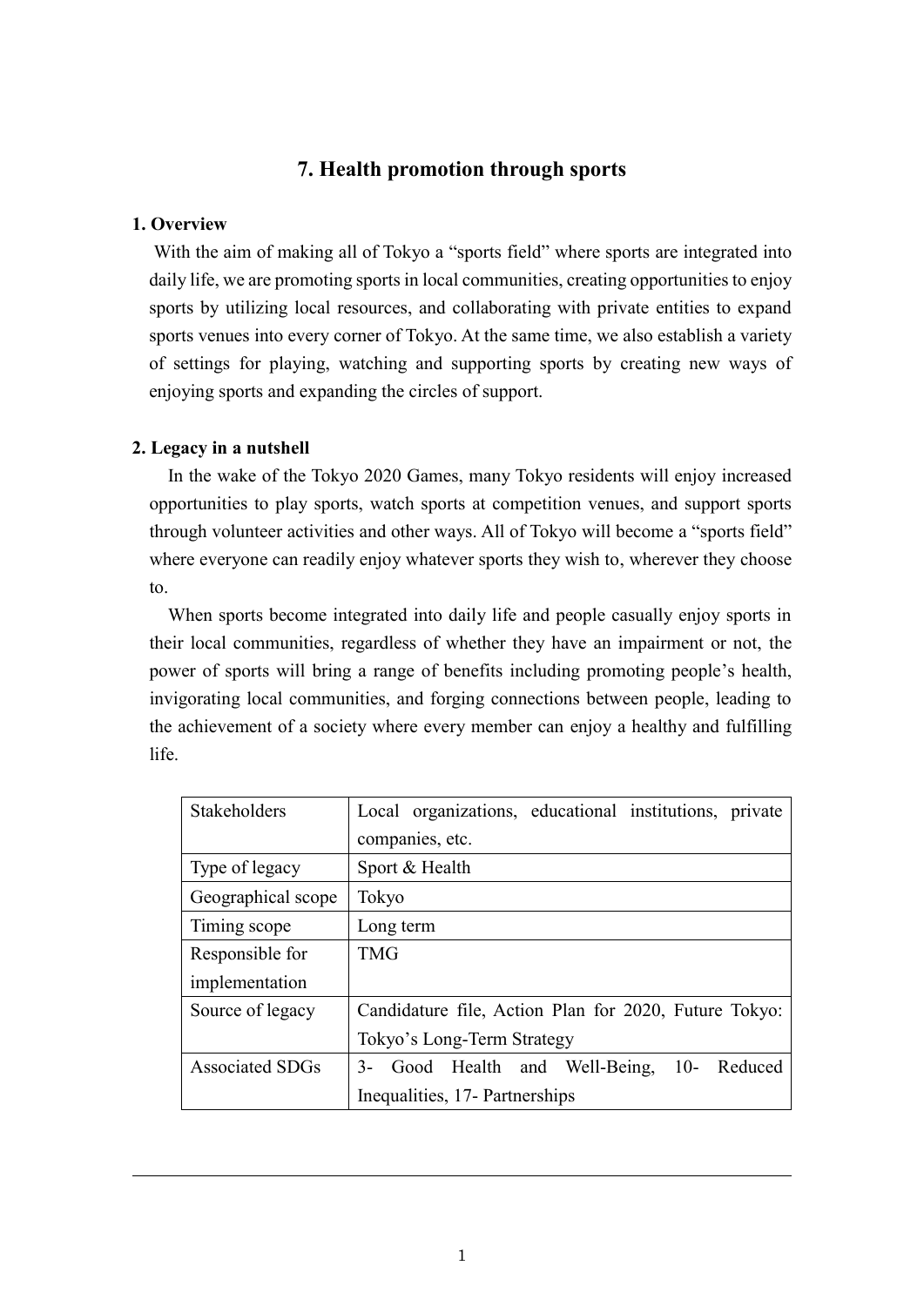# 7. Health promotion through sports

## 1. Overview

With the aim of making all of Tokyo a "sports field" where sports are integrated into daily life, we are promoting sports in local communities, creating opportunities to enjoy sports by utilizing local resources, and collaborating with private entities to expand sports venues into every corner of Tokyo. At the same time, we also establish a variety of settings for playing, watching and supporting sports by creating new ways of enjoying sports and expanding the circles of support.

## 2. Legacy in a nutshell

In the wake of the Tokyo 2020 Games, many Tokyo residents will enjoy increased opportunities to play sports, watch sports at competition venues, and support sports through volunteer activities and other ways. All of Tokyo will become a "sports field" where everyone can readily enjoy whatever sports they wish to, wherever they choose to.

When sports become integrated into daily life and people casually enjoy sports in their local communities, regardless of whether they have an impairment or not, the power of sports will bring a range of benefits including promoting people's health, invigorating local communities, and forging connections between people, leading to the achievement of a society where every member can enjoy a healthy and fulfilling life.

| Stakeholders | Local organizations, educational institutions, private companies, etc. |
|---|---|
| Type of legacy | Sport & Health |
| Geographical scope | Tokyo |
| Timing scope | Long term |
| Responsible for implementation | TMG |
| Source of legacy | Candidature file, Action Plan for 2020, Future Tokyo: Tokyo's Long-Term Strategy |
| Associated SDGs | 3- Good Health and Well-Being, 10- Reduced Inequalities, 17- Partnerships |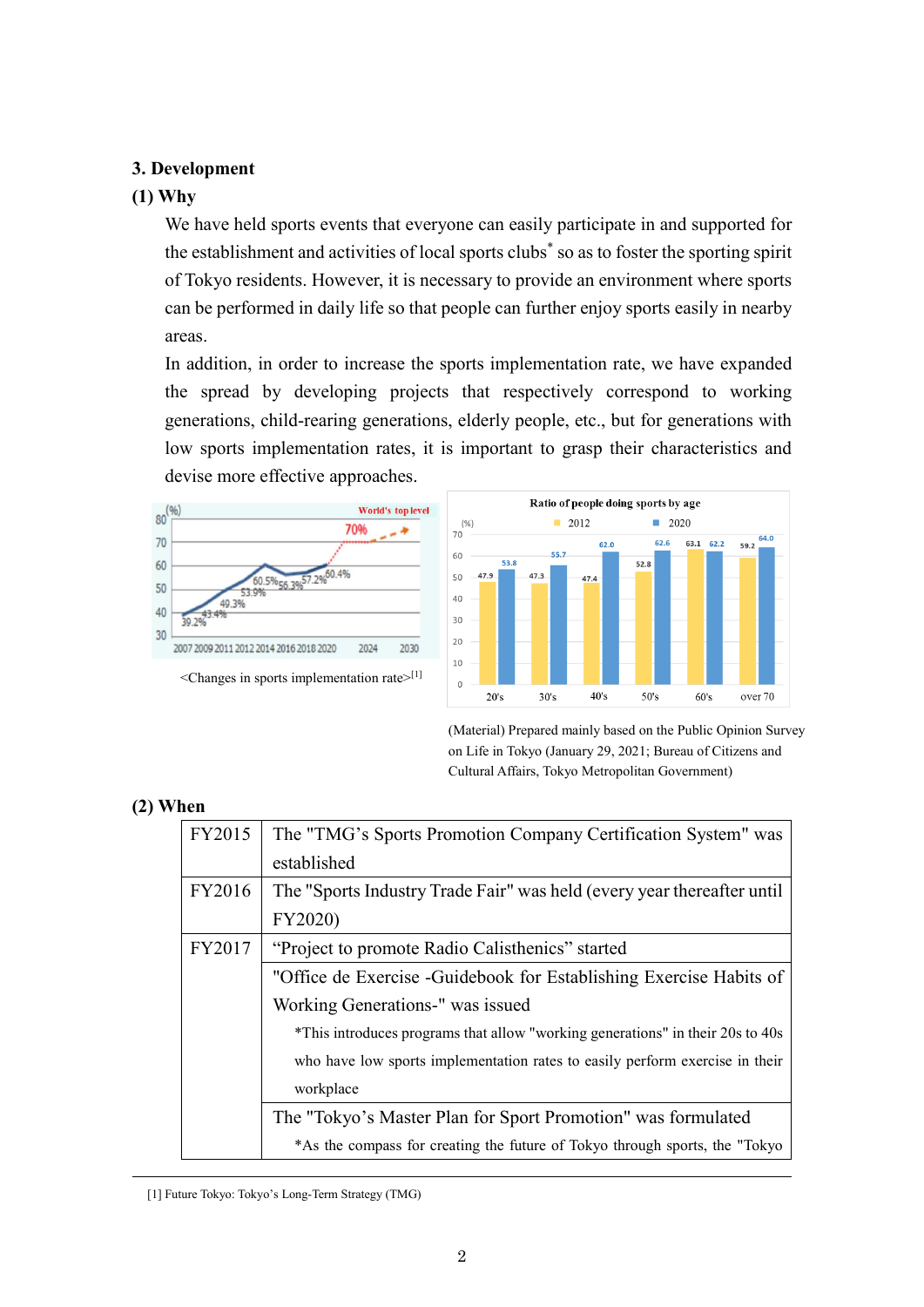### 3. Development

#### (1) Why

We have held sports events that everyone can easily participate in and supported for the establishment and activities of local sports clubs* so as to foster the sporting spirit of Tokyo residents. However, it is necessary to provide an environment where sports can be performed in daily life so that people can further enjoy sports easily in nearby areas.

In addition, in order to increase the sports implementation rate, we have expanded the spread by developing projects that respectively correspond to working generations, child-rearing generations, elderly people, etc., but for generations with low sports implementation rates, it is important to grasp their characteristics and devise more effective approaches.

<Changes in sports implementation rate>[1]

Ratio of people doing sports by age

| Age | 2012 (%) | 2020 (%) |
|---|---|---|
| 20's | 47.9 | 53.8 |
| 30's | 47.3 | 55.7 |
| 40's | 47.4 | 62.0 |
| 50's | 52.8 | 62.6 |
| 60's | 63.1 | 62.2 |
| over 70 | 59.2 | 64.0 |

(Material) Prepared mainly based on the Public Opinion Survey on Life in Tokyo (January 29, 2021; Bureau of Citizens and Cultural Affairs, Tokyo Metropolitan Government)

#### (2) When

| | |
|---|---|
| FY2015 | The "TMG's Sports Promotion Company Certification System" was established |
| FY2016 | The "Sports Industry Trade Fair" was held (every year thereafter until FY2020) |
| FY2017 | "Project to promote Radio Calisthenics" started |
| | "Office de Exercise -Guidebook for Establishing Exercise Habits of Working Generations-" was issued<br>*This introduces programs that allow "working generations" in their 20s to 40s who have low sports implementation rates to easily perform exercise in their workplace |
| | The "Tokyo's Master Plan for Sport Promotion" was formulated<br>*As the compass for creating the future of Tokyo through sports, the "Tokyo |

[1] Future Tokyo: Tokyo's Long-Term Strategy (TMG)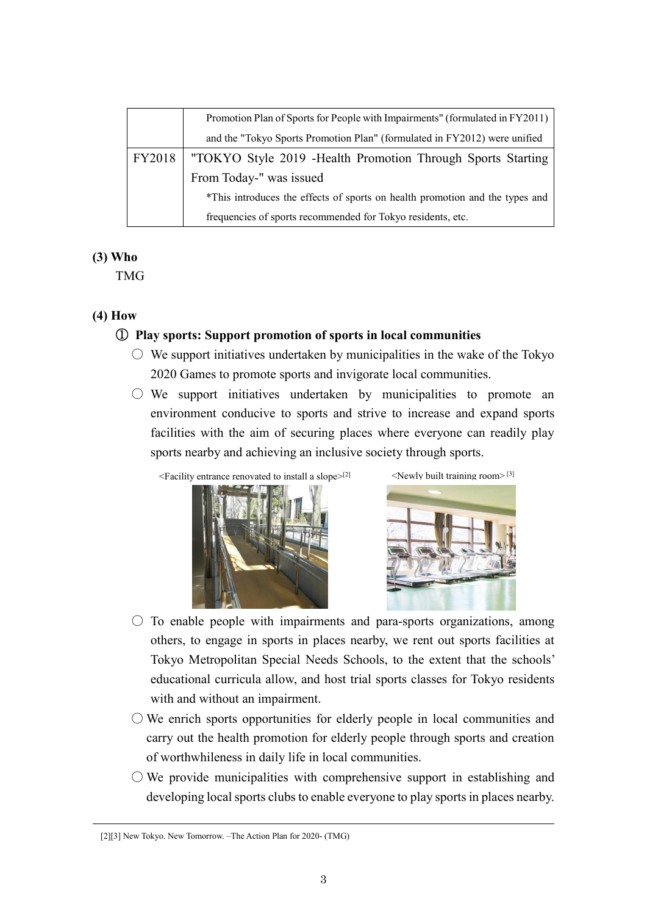| | |
|---|---|
| | Promotion Plan of Sports for People with Impairments" (formulated in FY2011) and the "Tokyo Sports Promotion Plan" (formulated in FY2012) were unified |
| FY2018 | "TOKYO Style 2019 -Health Promotion Through Sports Starting From Today-" was issued<br>*This introduces the effects of sports on health promotion and the types and frequencies of sports recommended for Tokyo residents, etc. |

**(3) Who**

TMG

**(4) How**

**① Play sports: Support promotion of sports in local communities**

○ We support initiatives undertaken by municipalities in the wake of the Tokyo 2020 Games to promote sports and invigorate local communities.

○ We support initiatives undertaken by municipalities to promote an environment conducive to sports and strive to increase and expand sports facilities with the aim of securing places where everyone can readily play sports nearby and achieving an inclusive society through sports.

<Facility entrance renovated to install a slope>[2]

<Newly built training room>[3]

○ To enable people with impairments and para-sports organizations, among others, to engage in sports in places nearby, we rent out sports facilities at Tokyo Metropolitan Special Needs Schools, to the extent that the schools' educational curricula allow, and host trial sports classes for Tokyo residents with and without an impairment.

○ We enrich sports opportunities for elderly people in local communities and carry out the health promotion for elderly people through sports and creation of worthwhileness in daily life in local communities.

○ We provide municipalities with comprehensive support in establishing and developing local sports clubs to enable everyone to play sports in places nearby.

[2][3] New Tokyo. New Tomorrow. –The Action Plan for 2020- (TMG)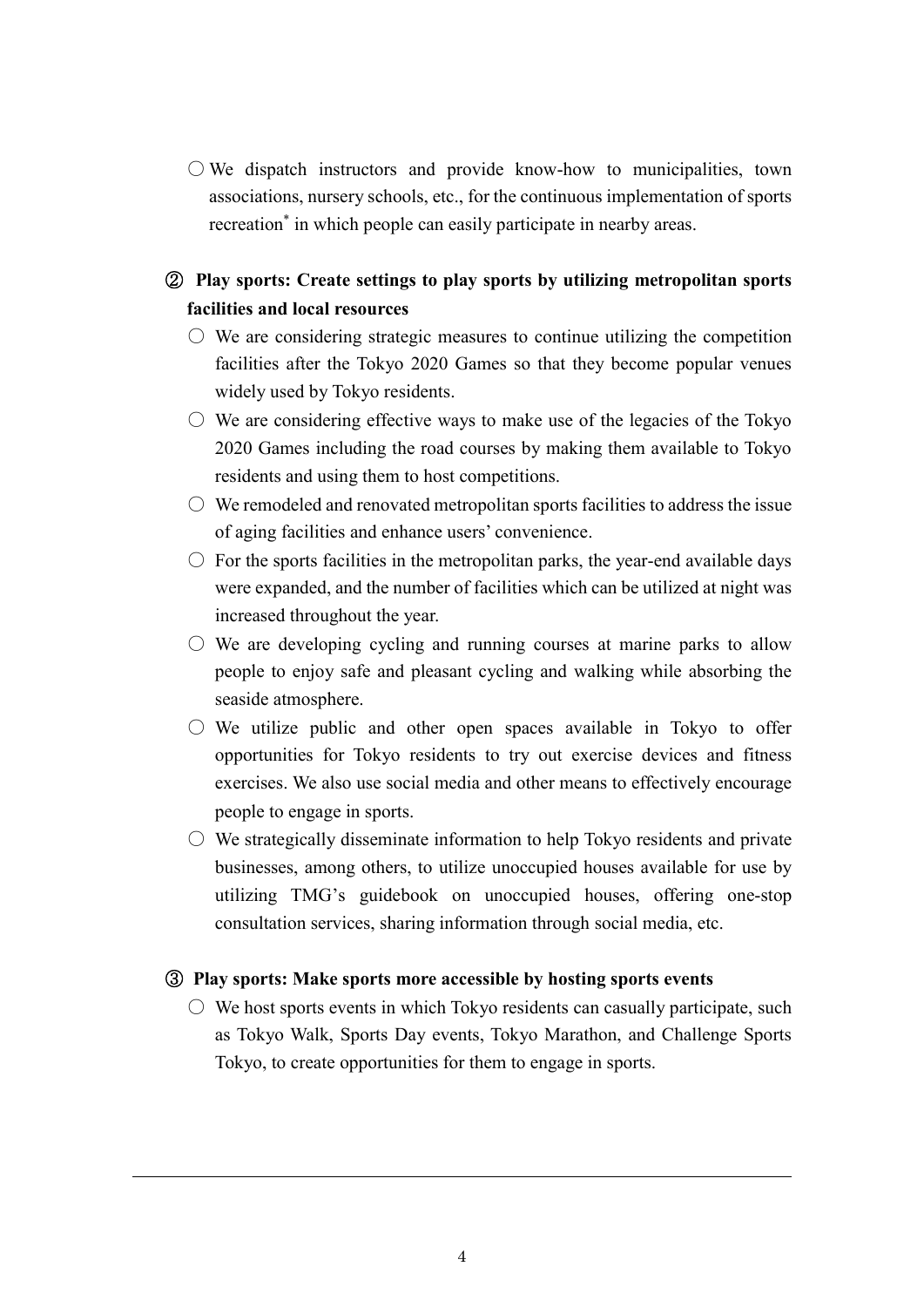- ○ We dispatch instructors and provide know-how to municipalities, town associations, nursery schools, etc., for the continuous implementation of sports recreation* in which people can easily participate in nearby areas.

### ② Play sports: Create settings to play sports by utilizing metropolitan sports facilities and local resources

- ○ We are considering strategic measures to continue utilizing the competition facilities after the Tokyo 2020 Games so that they become popular venues widely used by Tokyo residents.
- ○ We are considering effective ways to make use of the legacies of the Tokyo 2020 Games including the road courses by making them available to Tokyo residents and using them to host competitions.
- ○ We remodeled and renovated metropolitan sports facilities to address the issue of aging facilities and enhance users' convenience.
- ○ For the sports facilities in the metropolitan parks, the year-end available days were expanded, and the number of facilities which can be utilized at night was increased throughout the year.
- ○ We are developing cycling and running courses at marine parks to allow people to enjoy safe and pleasant cycling and walking while absorbing the seaside atmosphere.
- ○ We utilize public and other open spaces available in Tokyo to offer opportunities for Tokyo residents to try out exercise devices and fitness exercises. We also use social media and other means to effectively encourage people to engage in sports.
- ○ We strategically disseminate information to help Tokyo residents and private businesses, among others, to utilize unoccupied houses available for use by utilizing TMG's guidebook on unoccupied houses, offering one-stop consultation services, sharing information through social media, etc.

### ③ Play sports: Make sports more accessible by hosting sports events

- ○ We host sports events in which Tokyo residents can casually participate, such as Tokyo Walk, Sports Day events, Tokyo Marathon, and Challenge Sports Tokyo, to create opportunities for them to engage in sports.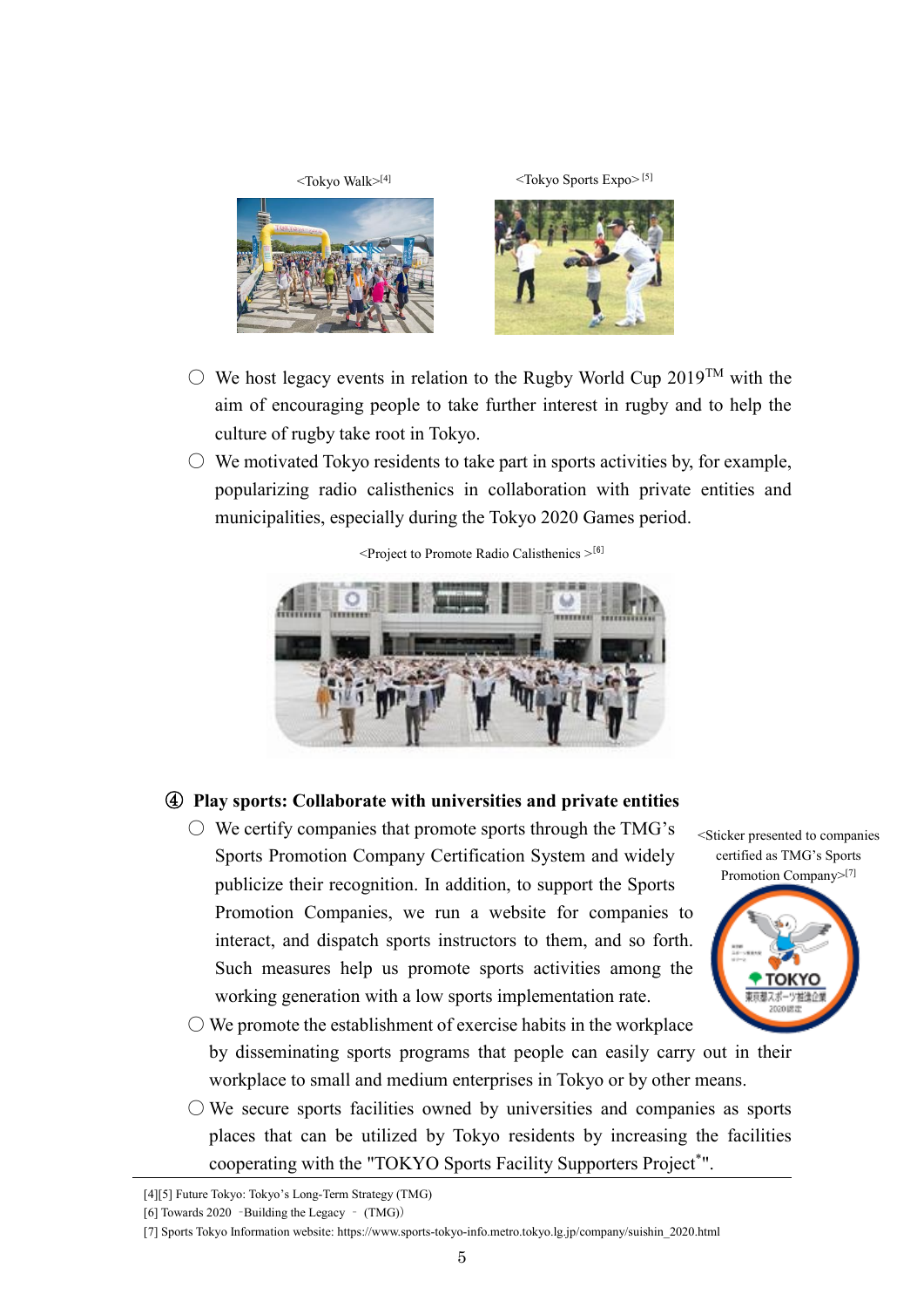<Tokyo Walk>[4]

<Tokyo Sports Expo>[5]

- ○ We host legacy events in relation to the Rugby World Cup 2019™ with the aim of encouraging people to take further interest in rugby and to help the culture of rugby take root in Tokyo.
- ○ We motivated Tokyo residents to take part in sports activities by, for example, popularizing radio calisthenics in collaboration with private entities and municipalities, especially during the Tokyo 2020 Games period.

<Project to Promote Radio Calisthenics >[6]

### ④ Play sports: Collaborate with universities and private entities

- ○ We certify companies that promote sports through the TMG's Sports Promotion Company Certification System and widely publicize their recognition. In addition, to support the Sports Promotion Companies, we run a website for companies to interact, and dispatch sports instructors to them, and so forth. Such measures help us promote sports activities among the working generation with a low sports implementation rate.

<Sticker presented to companies certified as TMG's Sports Promotion Company>[7]

- ○ We promote the establishment of exercise habits in the workplace by disseminating sports programs that people can easily carry out in their workplace to small and medium enterprises in Tokyo or by other means.
- ○ We secure sports facilities owned by universities and companies as sports places that can be utilized by Tokyo residents by increasing the facilities cooperating with the "TOKYO Sports Facility Supporters Project*".

---

[4][5] Future Tokyo: Tokyo's Long-Term Strategy (TMG)

[6] Towards 2020 -Building the Legacy - (TMG))

[7] Sports Tokyo Information website: https://www.sports-tokyo-info.metro.tokyo.lg.jp/company/suishin_2020.html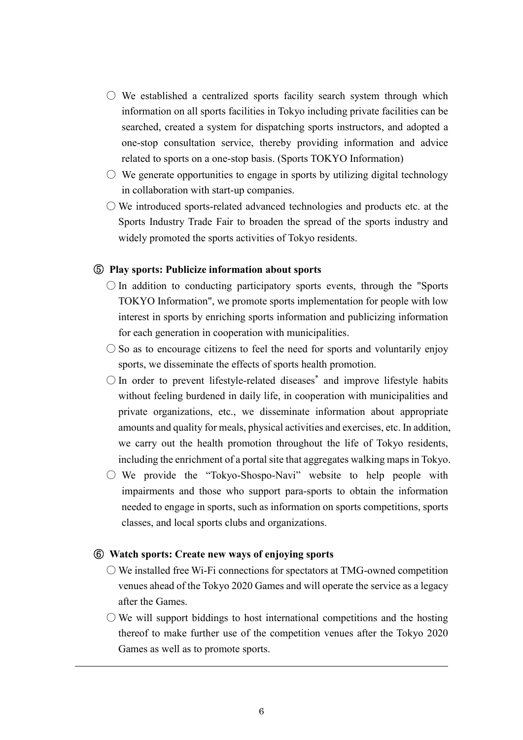○ We established a centralized sports facility search system through which information on all sports facilities in Tokyo including private facilities can be searched, created a system for dispatching sports instructors, and adopted a one-stop consultation service, thereby providing information and advice related to sports on a one-stop basis. (Sports TOKYO Information)

○ We generate opportunities to engage in sports by utilizing digital technology in collaboration with start-up companies.

○ We introduced sports-related advanced technologies and products etc. at the Sports Industry Trade Fair to broaden the spread of the sports industry and widely promoted the sports activities of Tokyo residents.

### ⑤ Play sports: Publicize information about sports

○ In addition to conducting participatory sports events, through the "Sports TOKYO Information", we promote sports implementation for people with low interest in sports by enriching sports information and publicizing information for each generation in cooperation with municipalities.

○ So as to encourage citizens to feel the need for sports and voluntarily enjoy sports, we disseminate the effects of sports health promotion.

○ In order to prevent lifestyle-related diseases* and improve lifestyle habits without feeling burdened in daily life, in cooperation with municipalities and private organizations, etc., we disseminate information about appropriate amounts and quality for meals, physical activities and exercises, etc. In addition, we carry out the health promotion throughout the life of Tokyo residents, including the enrichment of a portal site that aggregates walking maps in Tokyo.

○ We provide the "Tokyo-Shospo-Navi" website to help people with impairments and those who support para-sports to obtain the information needed to engage in sports, such as information on sports competitions, sports classes, and local sports clubs and organizations.

### ⑥ Watch sports: Create new ways of enjoying sports

○ We installed free Wi-Fi connections for spectators at TMG-owned competition venues ahead of the Tokyo 2020 Games and will operate the service as a legacy after the Games.

○ We will support biddings to host international competitions and the hosting thereof to make further use of the competition venues after the Tokyo 2020 Games as well as to promote sports.

---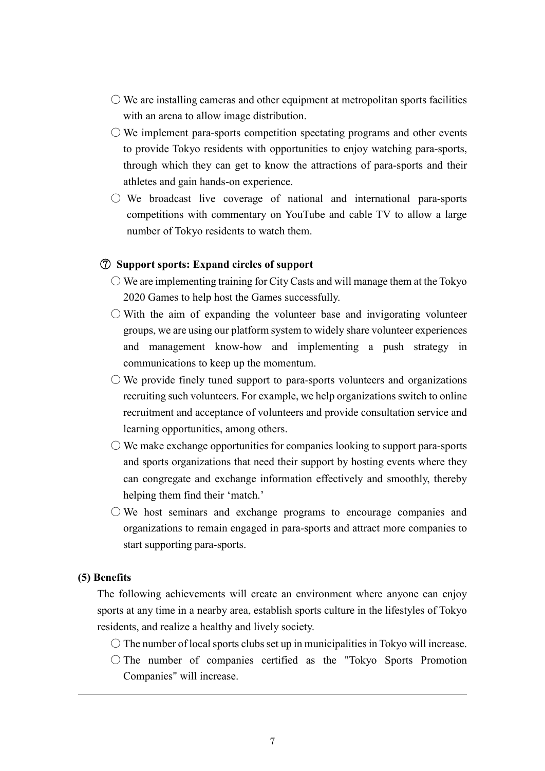- ○ We are installing cameras and other equipment at metropolitan sports facilities with an arena to allow image distribution.
- ○ We implement para-sports competition spectating programs and other events to provide Tokyo residents with opportunities to enjoy watching para-sports, through which they can get to know the attractions of para-sports and their athletes and gain hands-on experience.
- ○ We broadcast live coverage of national and international para-sports competitions with commentary on YouTube and cable TV to allow a large number of Tokyo residents to watch them.

#### ⑦ Support sports: Expand circles of support

- ○ We are implementing training for City Casts and will manage them at the Tokyo 2020 Games to help host the Games successfully.
- ○ With the aim of expanding the volunteer base and invigorating volunteer groups, we are using our platform system to widely share volunteer experiences and management know-how and implementing a push strategy in communications to keep up the momentum.
- ○ We provide finely tuned support to para-sports volunteers and organizations recruiting such volunteers. For example, we help organizations switch to online recruitment and acceptance of volunteers and provide consultation service and learning opportunities, among others.
- ○ We make exchange opportunities for companies looking to support para-sports and sports organizations that need their support by hosting events where they can congregate and exchange information effectively and smoothly, thereby helping them find their 'match.'
- ○ We host seminars and exchange programs to encourage companies and organizations to remain engaged in para-sports and attract more companies to start supporting para-sports.

### (5) Benefits

The following achievements will create an environment where anyone can enjoy sports at any time in a nearby area, establish sports culture in the lifestyles of Tokyo residents, and realize a healthy and lively society.

- ○ The number of local sports clubs set up in municipalities in Tokyo will increase.
- ○ The number of companies certified as the "Tokyo Sports Promotion Companies" will increase.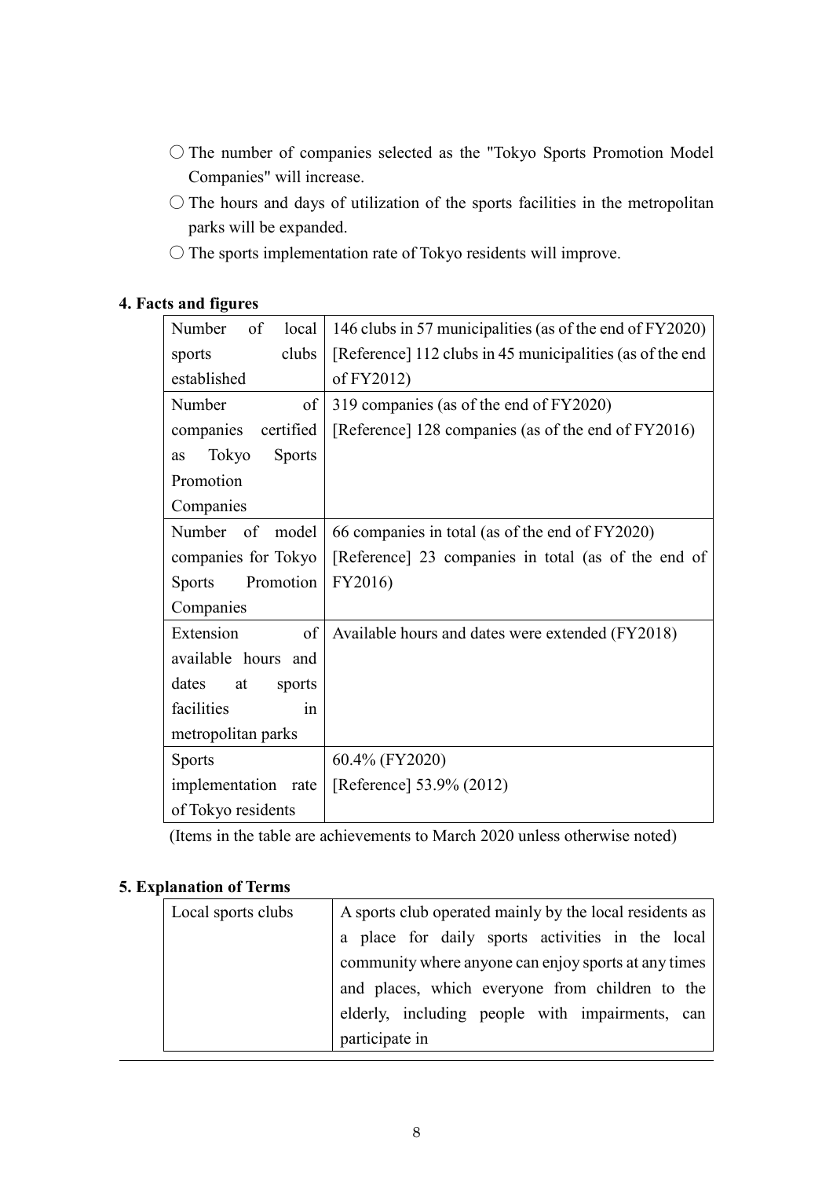- ○ The number of companies selected as the "Tokyo Sports Promotion Model Companies" will increase.
- ○ The hours and days of utilization of the sports facilities in the metropolitan parks will be expanded.
- ○ The sports implementation rate of Tokyo residents will improve.

### 4. Facts and figures

| | |
|---|---|
| Number of local sports clubs established | 146 clubs in 57 municipalities (as of the end of FY2020)<br>[Reference] 112 clubs in 45 municipalities (as of the end of FY2012) |
| Number of companies certified as Tokyo Sports Promotion Companies | 319 companies (as of the end of FY2020)<br>[Reference] 128 companies (as of the end of FY2016) |
| Number of model companies for Tokyo Sports Promotion Companies | 66 companies in total (as of the end of FY2020)<br>[Reference] 23 companies in total (as of the end of FY2016) |
| Extension of available hours and dates at sports facilities in metropolitan parks | Available hours and dates were extended (FY2018) |
| Sports implementation rate of Tokyo residents | 60.4% (FY2020)<br>[Reference] 53.9% (2012) |

(Items in the table are achievements to March 2020 unless otherwise noted)

### 5. Explanation of Terms

| | |
|---|---|
| Local sports clubs | A sports club operated mainly by the local residents as a place for daily sports activities in the local community where anyone can enjoy sports at any times and places, which everyone from children to the elderly, including people with impairments, can participate in |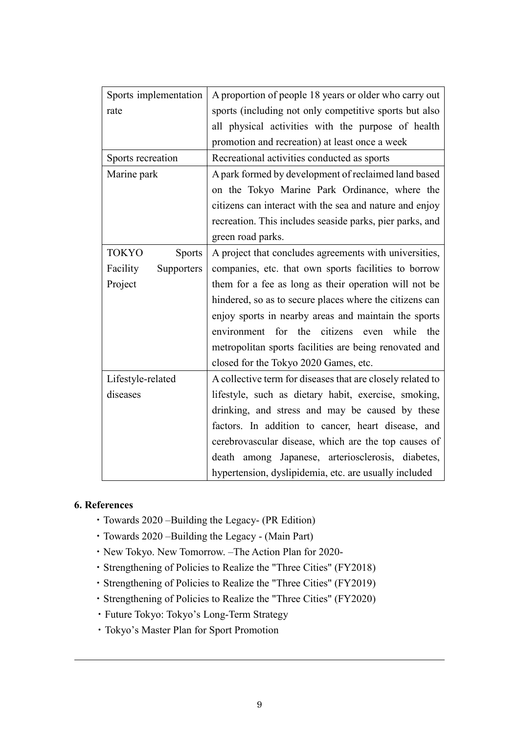| | |
|---|---|
| Sports implementation rate | A proportion of people 18 years or older who carry out sports (including not only competitive sports but also all physical activities with the purpose of health promotion and recreation) at least once a week |
| Sports recreation | Recreational activities conducted as sports |
| Marine park | A park formed by development of reclaimed land based on the Tokyo Marine Park Ordinance, where the citizens can interact with the sea and nature and enjoy recreation. This includes seaside parks, pier parks, and green road parks. |
| TOKYO Sports Facility Supporters Project | A project that concludes agreements with universities, companies, etc. that own sports facilities to borrow them for a fee as long as their operation will not be hindered, so as to secure places where the citizens can enjoy sports in nearby areas and maintain the sports environment for the citizens even while the metropolitan sports facilities are being renovated and closed for the Tokyo 2020 Games, etc. |
| Lifestyle-related diseases | A collective term for diseases that are closely related to lifestyle, such as dietary habit, exercise, smoking, drinking, and stress and may be caused by these factors. In addition to cancer, heart disease, and cerebrovascular disease, which are the top causes of death among Japanese, arteriosclerosis, diabetes, hypertension, dyslipidemia, etc. are usually included |

**6. References**

- Towards 2020 –Building the Legacy- (PR Edition)
- Towards 2020 –Building the Legacy - (Main Part)
- New Tokyo. New Tomorrow. –The Action Plan for 2020-
- Strengthening of Policies to Realize the "Three Cities" (FY2018)
- Strengthening of Policies to Realize the "Three Cities" (FY2019)
- Strengthening of Policies to Realize the "Three Cities" (FY2020)
- Future Tokyo: Tokyo's Long-Term Strategy
- Tokyo's Master Plan for Sport Promotion